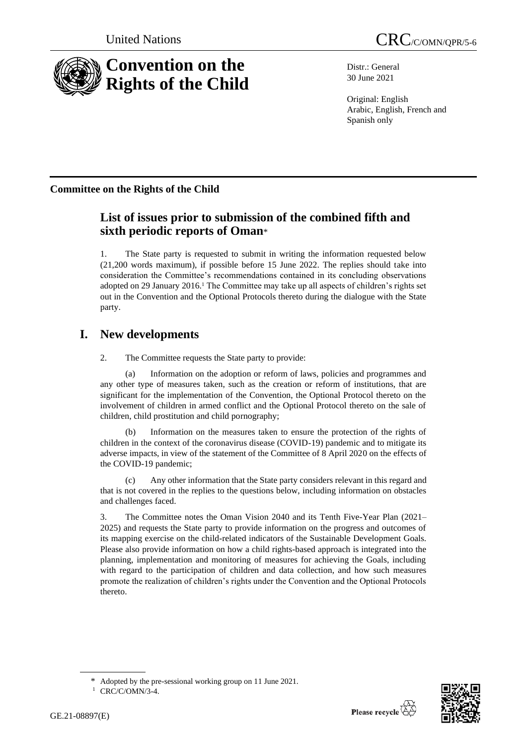United Nations

CRC/C/OMN/QPR/5-6

# Convention on the Rights of the Child

Distr.: General
30 June 2021

Original: English
Arabic, English, French and Spanish only

**Committee on the Rights of the Child**

## List of issues prior to submission of the combined fifth and sixth periodic reports of Oman*

1. The State party is requested to submit in writing the information requested below (21,200 words maximum), if possible before 15 June 2022. The replies should take into consideration the Committee's recommendations contained in its concluding observations adopted on 29 January 2016.[1] The Committee may take up all aspects of children's rights set out in the Convention and the Optional Protocols thereto during the dialogue with the State party.

# I. New developments

2. The Committee requests the State party to provide:

(a) Information on the adoption or reform of laws, policies and programmes and any other type of measures taken, such as the creation or reform of institutions, that are significant for the implementation of the Convention, the Optional Protocol thereto on the involvement of children in armed conflict and the Optional Protocol thereto on the sale of children, child prostitution and child pornography;

(b) Information on the measures taken to ensure the protection of the rights of children in the context of the coronavirus disease (COVID-19) pandemic and to mitigate its adverse impacts, in view of the statement of the Committee of 8 April 2020 on the effects of the COVID-19 pandemic;

(c) Any other information that the State party considers relevant in this regard and that is not covered in the replies to the questions below, including information on obstacles and challenges faced.

3. The Committee notes the Oman Vision 2040 and its Tenth Five-Year Plan (2021–2025) and requests the State party to provide information on the progress and outcomes of its mapping exercise on the child-related indicators of the Sustainable Development Goals. Please also provide information on how a child rights-based approach is integrated into the planning, implementation and monitoring of measures for achieving the Goals, including with regard to the participation of children and data collection, and how such measures promote the realization of children's rights under the Convention and the Optional Protocols thereto.

\* Adopted by the pre-sessional working group on 11 June 2021.

[1] CRC/C/OMN/3-4.

GE.21-08897(E)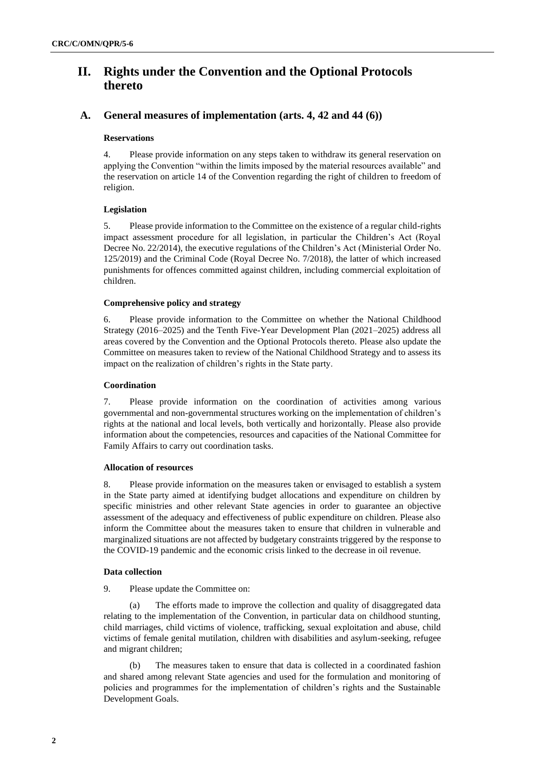# II. Rights under the Convention and the Optional Protocols thereto

## A. General measures of implementation (arts. 4, 42 and 44 (6))

### Reservations

4. Please provide information on any steps taken to withdraw its general reservation on applying the Convention "within the limits imposed by the material resources available" and the reservation on article 14 of the Convention regarding the right of children to freedom of religion.

### Legislation

5. Please provide information to the Committee on the existence of a regular child-rights impact assessment procedure for all legislation, in particular the Children's Act (Royal Decree No. 22/2014), the executive regulations of the Children's Act (Ministerial Order No. 125/2019) and the Criminal Code (Royal Decree No. 7/2018), the latter of which increased punishments for offences committed against children, including commercial exploitation of children.

### Comprehensive policy and strategy

6. Please provide information to the Committee on whether the National Childhood Strategy (2016–2025) and the Tenth Five-Year Development Plan (2021–2025) address all areas covered by the Convention and the Optional Protocols thereto. Please also update the Committee on measures taken to review of the National Childhood Strategy and to assess its impact on the realization of children's rights in the State party.

### Coordination

7. Please provide information on the coordination of activities among various governmental and non-governmental structures working on the implementation of children's rights at the national and local levels, both vertically and horizontally. Please also provide information about the competencies, resources and capacities of the National Committee for Family Affairs to carry out coordination tasks.

### Allocation of resources

8. Please provide information on the measures taken or envisaged to establish a system in the State party aimed at identifying budget allocations and expenditure on children by specific ministries and other relevant State agencies in order to guarantee an objective assessment of the adequacy and effectiveness of public expenditure on children. Please also inform the Committee about the measures taken to ensure that children in vulnerable and marginalized situations are not affected by budgetary constraints triggered by the response to the COVID-19 pandemic and the economic crisis linked to the decrease in oil revenue.

### Data collection

9. Please update the Committee on:

(a) The efforts made to improve the collection and quality of disaggregated data relating to the implementation of the Convention, in particular data on childhood stunting, child marriages, child victims of violence, trafficking, sexual exploitation and abuse, child victims of female genital mutilation, children with disabilities and asylum-seeking, refugee and migrant children;

(b) The measures taken to ensure that data is collected in a coordinated fashion and shared among relevant State agencies and used for the formulation and monitoring of policies and programmes for the implementation of children's rights and the Sustainable Development Goals.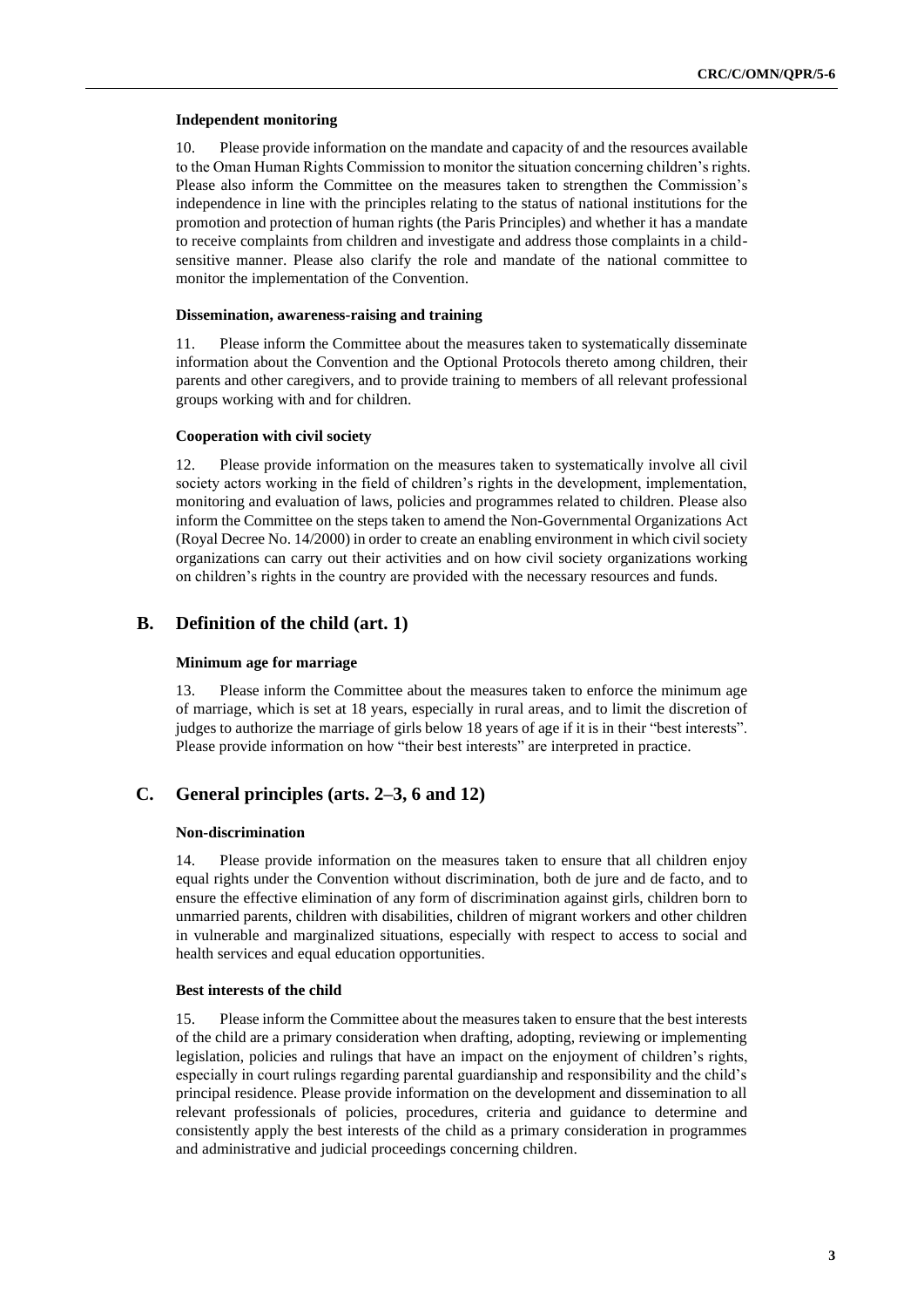#### Independent monitoring

10. Please provide information on the mandate and capacity of and the resources available to the Oman Human Rights Commission to monitor the situation concerning children's rights. Please also inform the Committee on the measures taken to strengthen the Commission's independence in line with the principles relating to the status of national institutions for the promotion and protection of human rights (the Paris Principles) and whether it has a mandate to receive complaints from children and investigate and address those complaints in a child-sensitive manner. Please also clarify the role and mandate of the national committee to monitor the implementation of the Convention.

#### Dissemination, awareness-raising and training

11. Please inform the Committee about the measures taken to systematically disseminate information about the Convention and the Optional Protocols thereto among children, their parents and other caregivers, and to provide training to members of all relevant professional groups working with and for children.

#### Cooperation with civil society

12. Please provide information on the measures taken to systematically involve all civil society actors working in the field of children's rights in the development, implementation, monitoring and evaluation of laws, policies and programmes related to children. Please also inform the Committee on the steps taken to amend the Non-Governmental Organizations Act (Royal Decree No. 14/2000) in order to create an enabling environment in which civil society organizations can carry out their activities and on how civil society organizations working on children's rights in the country are provided with the necessary resources and funds.

## B. Definition of the child (art. 1)

#### Minimum age for marriage

13. Please inform the Committee about the measures taken to enforce the minimum age of marriage, which is set at 18 years, especially in rural areas, and to limit the discretion of judges to authorize the marriage of girls below 18 years of age if it is in their "best interests". Please provide information on how "their best interests" are interpreted in practice.

## C. General principles (arts. 2–3, 6 and 12)

#### Non-discrimination

14. Please provide information on the measures taken to ensure that all children enjoy equal rights under the Convention without discrimination, both de jure and de facto, and to ensure the effective elimination of any form of discrimination against girls, children born to unmarried parents, children with disabilities, children of migrant workers and other children in vulnerable and marginalized situations, especially with respect to access to social and health services and equal education opportunities.

#### Best interests of the child

15. Please inform the Committee about the measures taken to ensure that the best interests of the child are a primary consideration when drafting, adopting, reviewing or implementing legislation, policies and rulings that have an impact on the enjoyment of children's rights, especially in court rulings regarding parental guardianship and responsibility and the child's principal residence. Please provide information on the development and dissemination to all relevant professionals of policies, procedures, criteria and guidance to determine and consistently apply the best interests of the child as a primary consideration in programmes and administrative and judicial proceedings concerning children.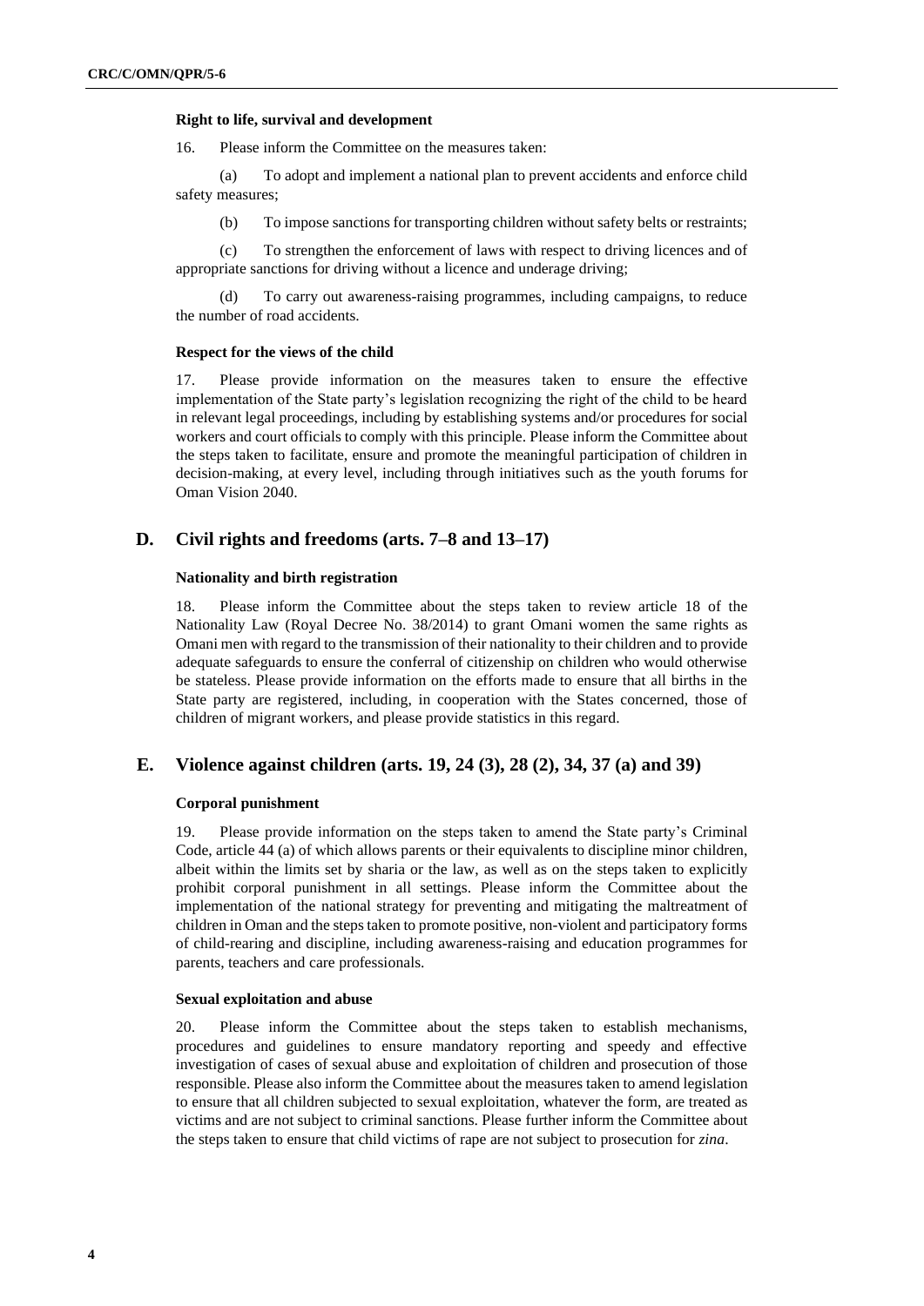#### Right to life, survival and development

16. Please inform the Committee on the measures taken:

(a) To adopt and implement a national plan to prevent accidents and enforce child safety measures;

(b) To impose sanctions for transporting children without safety belts or restraints;

(c) To strengthen the enforcement of laws with respect to driving licences and of appropriate sanctions for driving without a licence and underage driving;

(d) To carry out awareness-raising programmes, including campaigns, to reduce the number of road accidents.

#### Respect for the views of the child

17. Please provide information on the measures taken to ensure the effective implementation of the State party's legislation recognizing the right of the child to be heard in relevant legal proceedings, including by establishing systems and/or procedures for social workers and court officials to comply with this principle. Please inform the Committee about the steps taken to facilitate, ensure and promote the meaningful participation of children in decision-making, at every level, including through initiatives such as the youth forums for Oman Vision 2040.

## D. Civil rights and freedoms (arts. 7–8 and 13–17)

#### Nationality and birth registration

18. Please inform the Committee about the steps taken to review article 18 of the Nationality Law (Royal Decree No. 38/2014) to grant Omani women the same rights as Omani men with regard to the transmission of their nationality to their children and to provide adequate safeguards to ensure the conferral of citizenship on children who would otherwise be stateless. Please provide information on the efforts made to ensure that all births in the State party are registered, including, in cooperation with the States concerned, those of children of migrant workers, and please provide statistics in this regard.

## E. Violence against children (arts. 19, 24 (3), 28 (2), 34, 37 (a) and 39)

#### Corporal punishment

19. Please provide information on the steps taken to amend the State party's Criminal Code, article 44 (a) of which allows parents or their equivalents to discipline minor children, albeit within the limits set by sharia or the law, as well as on the steps taken to explicitly prohibit corporal punishment in all settings. Please inform the Committee about the implementation of the national strategy for preventing and mitigating the maltreatment of children in Oman and the steps taken to promote positive, non-violent and participatory forms of child-rearing and discipline, including awareness-raising and education programmes for parents, teachers and care professionals.

#### Sexual exploitation and abuse

20. Please inform the Committee about the steps taken to establish mechanisms, procedures and guidelines to ensure mandatory reporting and speedy and effective investigation of cases of sexual abuse and exploitation of children and prosecution of those responsible. Please also inform the Committee about the measures taken to amend legislation to ensure that all children subjected to sexual exploitation, whatever the form, are treated as victims and are not subject to criminal sanctions. Please further inform the Committee about the steps taken to ensure that child victims of rape are not subject to prosecution for *zina*.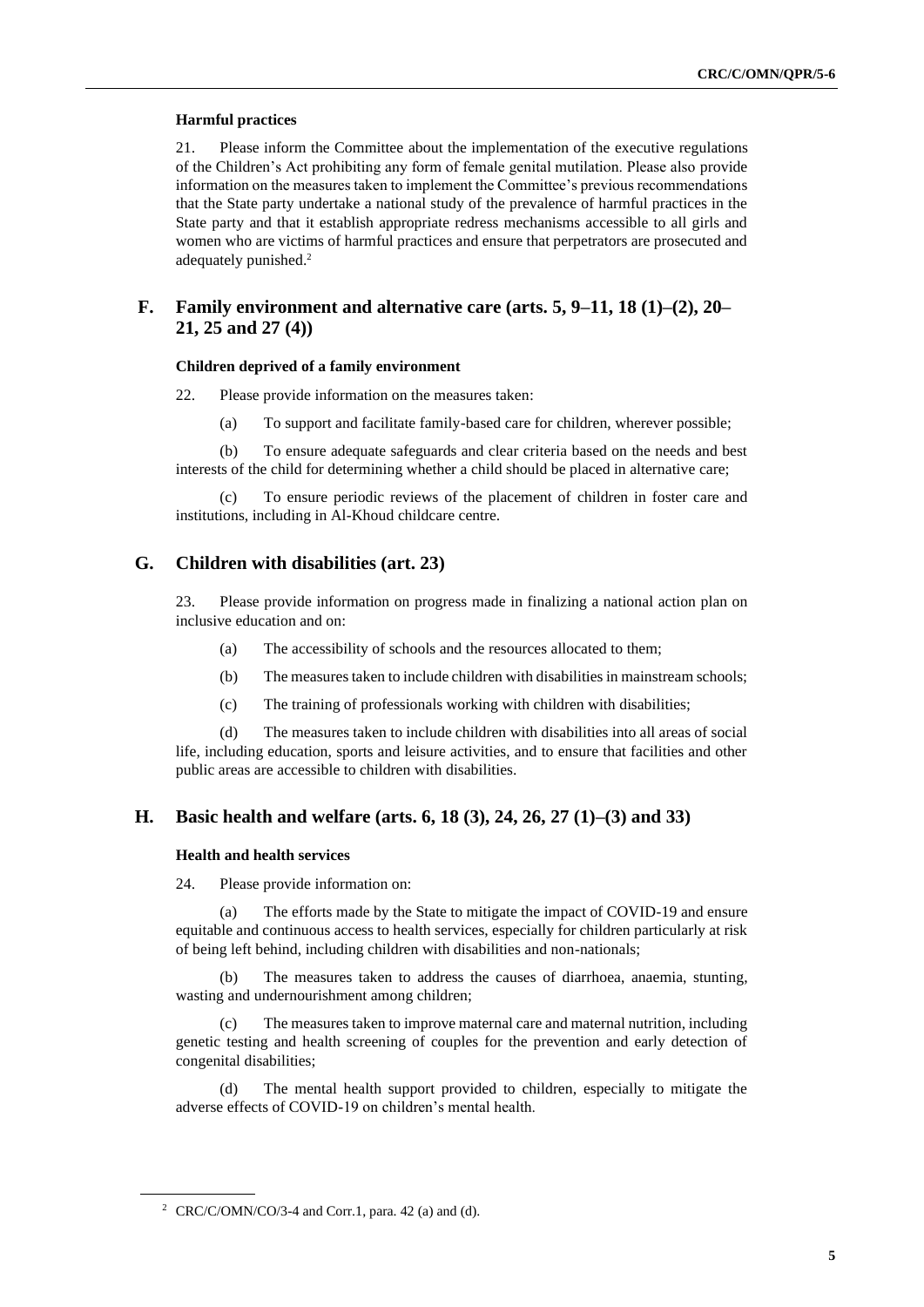#### Harmful practices

21. Please inform the Committee about the implementation of the executive regulations of the Children's Act prohibiting any form of female genital mutilation. Please also provide information on the measures taken to implement the Committee's previous recommendations that the State party undertake a national study of the prevalence of harmful practices in the State party and that it establish appropriate redress mechanisms accessible to all girls and women who are victims of harmful practices and ensure that perpetrators are prosecuted and adequately punished.[2]

## F. Family environment and alternative care (arts. 5, 9–11, 18 (1)–(2), 20–21, 25 and 27 (4))

#### Children deprived of a family environment

22. Please provide information on the measures taken:

(a) To support and facilitate family-based care for children, wherever possible;

(b) To ensure adequate safeguards and clear criteria based on the needs and best interests of the child for determining whether a child should be placed in alternative care;

(c) To ensure periodic reviews of the placement of children in foster care and institutions, including in Al-Khoud childcare centre.

## G. Children with disabilities (art. 23)

23. Please provide information on progress made in finalizing a national action plan on inclusive education and on:

(a) The accessibility of schools and the resources allocated to them;

(b) The measures taken to include children with disabilities in mainstream schools;

(c) The training of professionals working with children with disabilities;

(d) The measures taken to include children with disabilities into all areas of social life, including education, sports and leisure activities, and to ensure that facilities and other public areas are accessible to children with disabilities.

## H. Basic health and welfare (arts. 6, 18 (3), 24, 26, 27 (1)–(3) and 33)

#### Health and health services

24. Please provide information on:

(a) The efforts made by the State to mitigate the impact of COVID-19 and ensure equitable and continuous access to health services, especially for children particularly at risk of being left behind, including children with disabilities and non-nationals;

(b) The measures taken to address the causes of diarrhoea, anaemia, stunting, wasting and undernourishment among children;

(c) The measures taken to improve maternal care and maternal nutrition, including genetic testing and health screening of couples for the prevention and early detection of congenital disabilities;

(d) The mental health support provided to children, especially to mitigate the adverse effects of COVID-19 on children's mental health.

---

[2] CRC/C/OMN/CO/3-4 and Corr.1, para. 42 (a) and (d).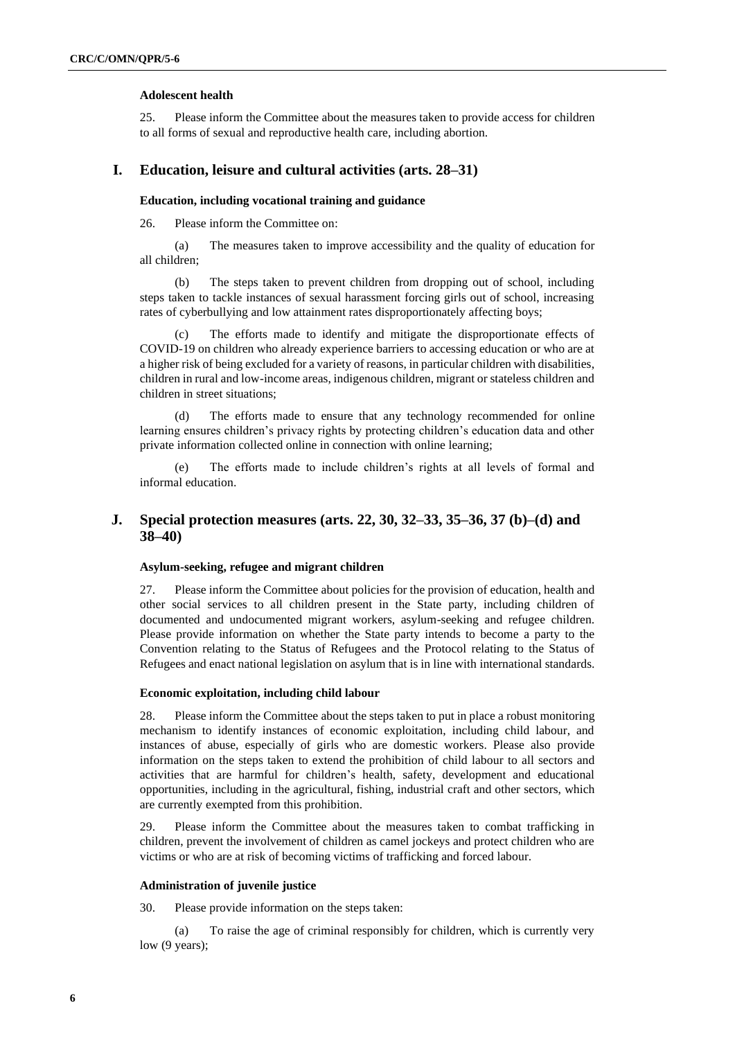### Adolescent health

25. Please inform the Committee about the measures taken to provide access for children to all forms of sexual and reproductive health care, including abortion.

## I. Education, leisure and cultural activities (arts. 28–31)

### Education, including vocational training and guidance

26. Please inform the Committee on:

(a) The measures taken to improve accessibility and the quality of education for all children;

(b) The steps taken to prevent children from dropping out of school, including steps taken to tackle instances of sexual harassment forcing girls out of school, increasing rates of cyberbullying and low attainment rates disproportionately affecting boys;

(c) The efforts made to identify and mitigate the disproportionate effects of COVID-19 on children who already experience barriers to accessing education or who are at a higher risk of being excluded for a variety of reasons, in particular children with disabilities, children in rural and low-income areas, indigenous children, migrant or stateless children and children in street situations;

(d) The efforts made to ensure that any technology recommended for online learning ensures children's privacy rights by protecting children's education data and other private information collected online in connection with online learning;

(e) The efforts made to include children's rights at all levels of formal and informal education.

## J. Special protection measures (arts. 22, 30, 32–33, 35–36, 37 (b)–(d) and 38–40)

### Asylum-seeking, refugee and migrant children

27. Please inform the Committee about policies for the provision of education, health and other social services to all children present in the State party, including children of documented and undocumented migrant workers, asylum-seeking and refugee children. Please provide information on whether the State party intends to become a party to the Convention relating to the Status of Refugees and the Protocol relating to the Status of Refugees and enact national legislation on asylum that is in line with international standards.

### Economic exploitation, including child labour

28. Please inform the Committee about the steps taken to put in place a robust monitoring mechanism to identify instances of economic exploitation, including child labour, and instances of abuse, especially of girls who are domestic workers. Please also provide information on the steps taken to extend the prohibition of child labour to all sectors and activities that are harmful for children's health, safety, development and educational opportunities, including in the agricultural, fishing, industrial craft and other sectors, which are currently exempted from this prohibition.

29. Please inform the Committee about the measures taken to combat trafficking in children, prevent the involvement of children as camel jockeys and protect children who are victims or who are at risk of becoming victims of trafficking and forced labour.

### Administration of juvenile justice

30. Please provide information on the steps taken:

(a) To raise the age of criminal responsibly for children, which is currently very low (9 years);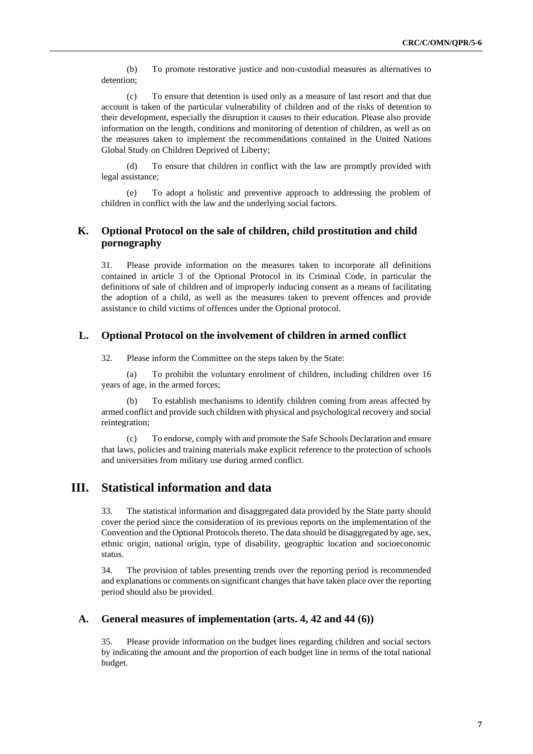(b) To promote restorative justice and non-custodial measures as alternatives to detention;

(c) To ensure that detention is used only as a measure of last resort and that due account is taken of the particular vulnerability of children and of the risks of detention to their development, especially the disruption it causes to their education. Please also provide information on the length, conditions and monitoring of detention of children, as well as on the measures taken to implement the recommendations contained in the United Nations Global Study on Children Deprived of Liberty;

(d) To ensure that children in conflict with the law are promptly provided with legal assistance;

(e) To adopt a holistic and preventive approach to addressing the problem of children in conflict with the law and the underlying social factors.

### K. Optional Protocol on the sale of children, child prostitution and child pornography

31. Please provide information on the measures taken to incorporate all definitions contained in article 3 of the Optional Protocol in its Criminal Code, in particular the definitions of sale of children and of improperly inducing consent as a means of facilitating the adoption of a child, as well as the measures taken to prevent offences and provide assistance to child victims of offences under the Optional protocol.

### L. Optional Protocol on the involvement of children in armed conflict

32. Please inform the Committee on the steps taken by the State:

(a) To prohibit the voluntary enrolment of children, including children over 16 years of age, in the armed forces;

(b) To establish mechanisms to identify children coming from areas affected by armed conflict and provide such children with physical and psychological recovery and social reintegration;

(c) To endorse, comply with and promote the Safe Schools Declaration and ensure that laws, policies and training materials make explicit reference to the protection of schools and universities from military use during armed conflict.

## III. Statistical information and data

33. The statistical information and disaggregated data provided by the State party should cover the period since the consideration of its previous reports on the implementation of the Convention and the Optional Protocols thereto. The data should be disaggregated by age, sex, ethnic origin, national origin, type of disability, geographic location and socioeconomic status.

34. The provision of tables presenting trends over the reporting period is recommended and explanations or comments on significant changes that have taken place over the reporting period should also be provided.

### A. General measures of implementation (arts. 4, 42 and 44 (6))

35. Please provide information on the budget lines regarding children and social sectors by indicating the amount and the proportion of each budget line in terms of the total national budget.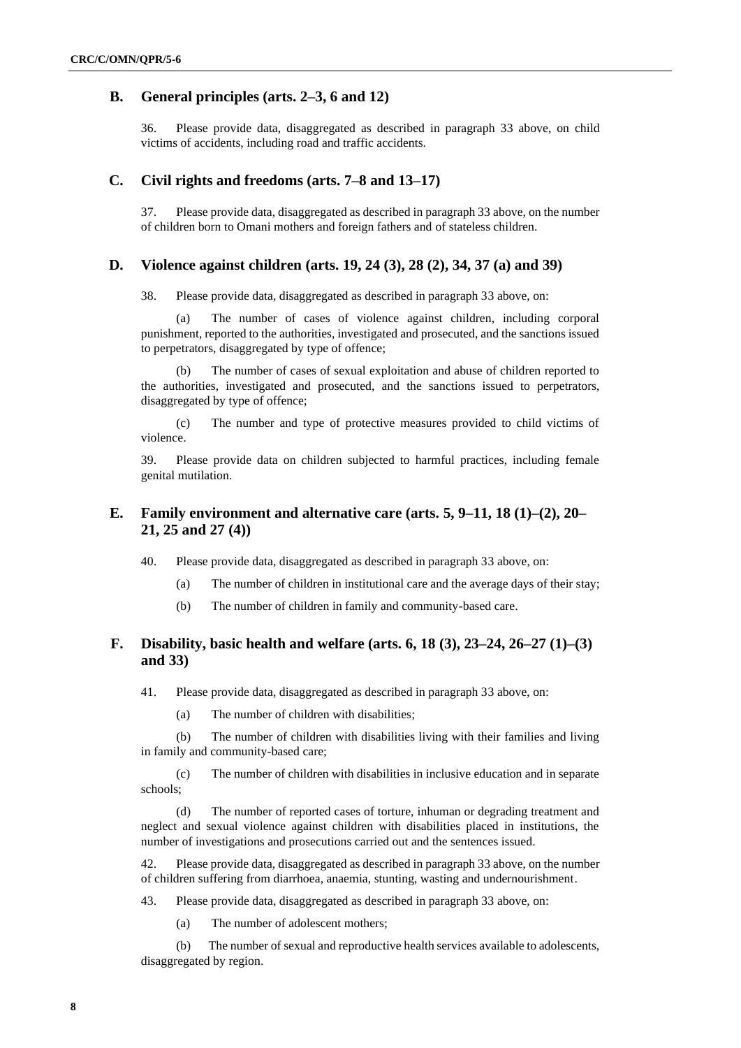## B. General principles (arts. 2–3, 6 and 12)

36. Please provide data, disaggregated as described in paragraph 33 above, on child victims of accidents, including road and traffic accidents.

## C. Civil rights and freedoms (arts. 7–8 and 13–17)

37. Please provide data, disaggregated as described in paragraph 33 above, on the number of children born to Omani mothers and foreign fathers and of stateless children.

## D. Violence against children (arts. 19, 24 (3), 28 (2), 34, 37 (a) and 39)

38. Please provide data, disaggregated as described in paragraph 33 above, on:

(a) The number of cases of violence against children, including corporal punishment, reported to the authorities, investigated and prosecuted, and the sanctions issued to perpetrators, disaggregated by type of offence;

(b) The number of cases of sexual exploitation and abuse of children reported to the authorities, investigated and prosecuted, and the sanctions issued to perpetrators, disaggregated by type of offence;

(c) The number and type of protective measures provided to child victims of violence.

39. Please provide data on children subjected to harmful practices, including female genital mutilation.

## E. Family environment and alternative care (arts. 5, 9–11, 18 (1)–(2), 20–21, 25 and 27 (4))

40. Please provide data, disaggregated as described in paragraph 33 above, on:

(a) The number of children in institutional care and the average days of their stay;

(b) The number of children in family and community-based care.

## F. Disability, basic health and welfare (arts. 6, 18 (3), 23–24, 26–27 (1)–(3) and 33)

41. Please provide data, disaggregated as described in paragraph 33 above, on:

(a) The number of children with disabilities;

(b) The number of children with disabilities living with their families and living in family and community-based care;

(c) The number of children with disabilities in inclusive education and in separate schools;

(d) The number of reported cases of torture, inhuman or degrading treatment and neglect and sexual violence against children with disabilities placed in institutions, the number of investigations and prosecutions carried out and the sentences issued.

42. Please provide data, disaggregated as described in paragraph 33 above, on the number of children suffering from diarrhoea, anaemia, stunting, wasting and undernourishment.

43. Please provide data, disaggregated as described in paragraph 33 above, on:

(a) The number of adolescent mothers;

(b) The number of sexual and reproductive health services available to adolescents, disaggregated by region.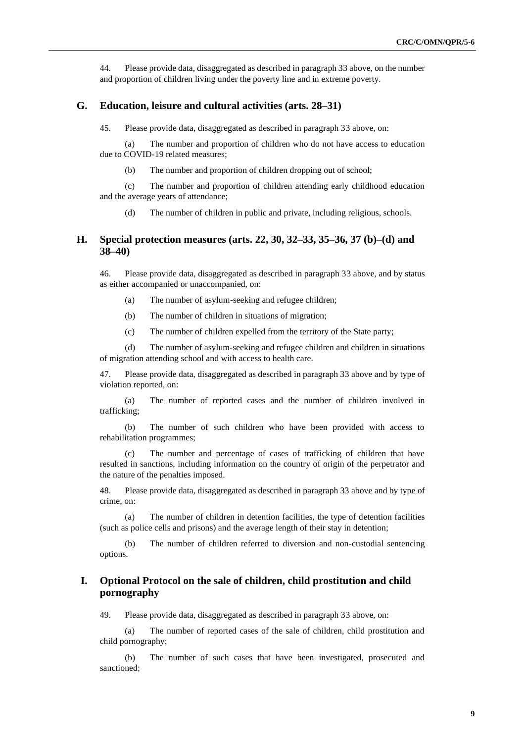44. Please provide data, disaggregated as described in paragraph 33 above, on the number and proportion of children living under the poverty line and in extreme poverty.

## G. Education, leisure and cultural activities (arts. 28–31)

45. Please provide data, disaggregated as described in paragraph 33 above, on:

(a) The number and proportion of children who do not have access to education due to COVID-19 related measures;

(b) The number and proportion of children dropping out of school;

(c) The number and proportion of children attending early childhood education and the average years of attendance;

(d) The number of children in public and private, including religious, schools.

## H. Special protection measures (arts. 22, 30, 32–33, 35–36, 37 (b)–(d) and 38–40)

46. Please provide data, disaggregated as described in paragraph 33 above, and by status as either accompanied or unaccompanied, on:

(a) The number of asylum-seeking and refugee children;

(b) The number of children in situations of migration;

(c) The number of children expelled from the territory of the State party;

(d) The number of asylum-seeking and refugee children and children in situations of migration attending school and with access to health care.

47. Please provide data, disaggregated as described in paragraph 33 above and by type of violation reported, on:

(a) The number of reported cases and the number of children involved in trafficking;

(b) The number of such children who have been provided with access to rehabilitation programmes;

(c) The number and percentage of cases of trafficking of children that have resulted in sanctions, including information on the country of origin of the perpetrator and the nature of the penalties imposed.

48. Please provide data, disaggregated as described in paragraph 33 above and by type of crime, on:

(a) The number of children in detention facilities, the type of detention facilities (such as police cells and prisons) and the average length of their stay in detention;

(b) The number of children referred to diversion and non-custodial sentencing options.

## I. Optional Protocol on the sale of children, child prostitution and child pornography

49. Please provide data, disaggregated as described in paragraph 33 above, on:

(a) The number of reported cases of the sale of children, child prostitution and child pornography;

(b) The number of such cases that have been investigated, prosecuted and sanctioned;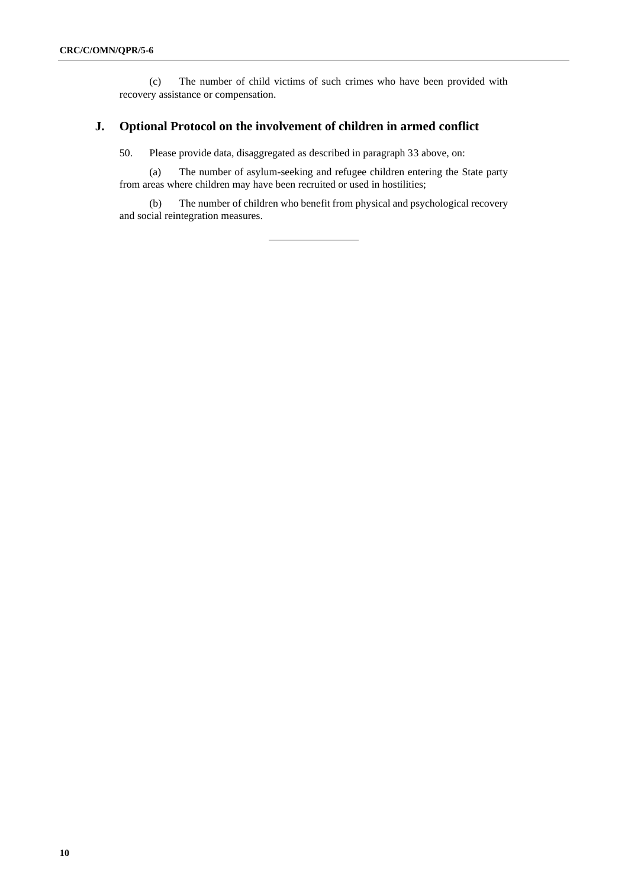(c) The number of child victims of such crimes who have been provided with recovery assistance or compensation.

## J. Optional Protocol on the involvement of children in armed conflict

50. Please provide data, disaggregated as described in paragraph 33 above, on:

(a) The number of asylum-seeking and refugee children entering the State party from areas where children may have been recruited or used in hostilities;

(b) The number of children who benefit from physical and psychological recovery and social reintegration measures.